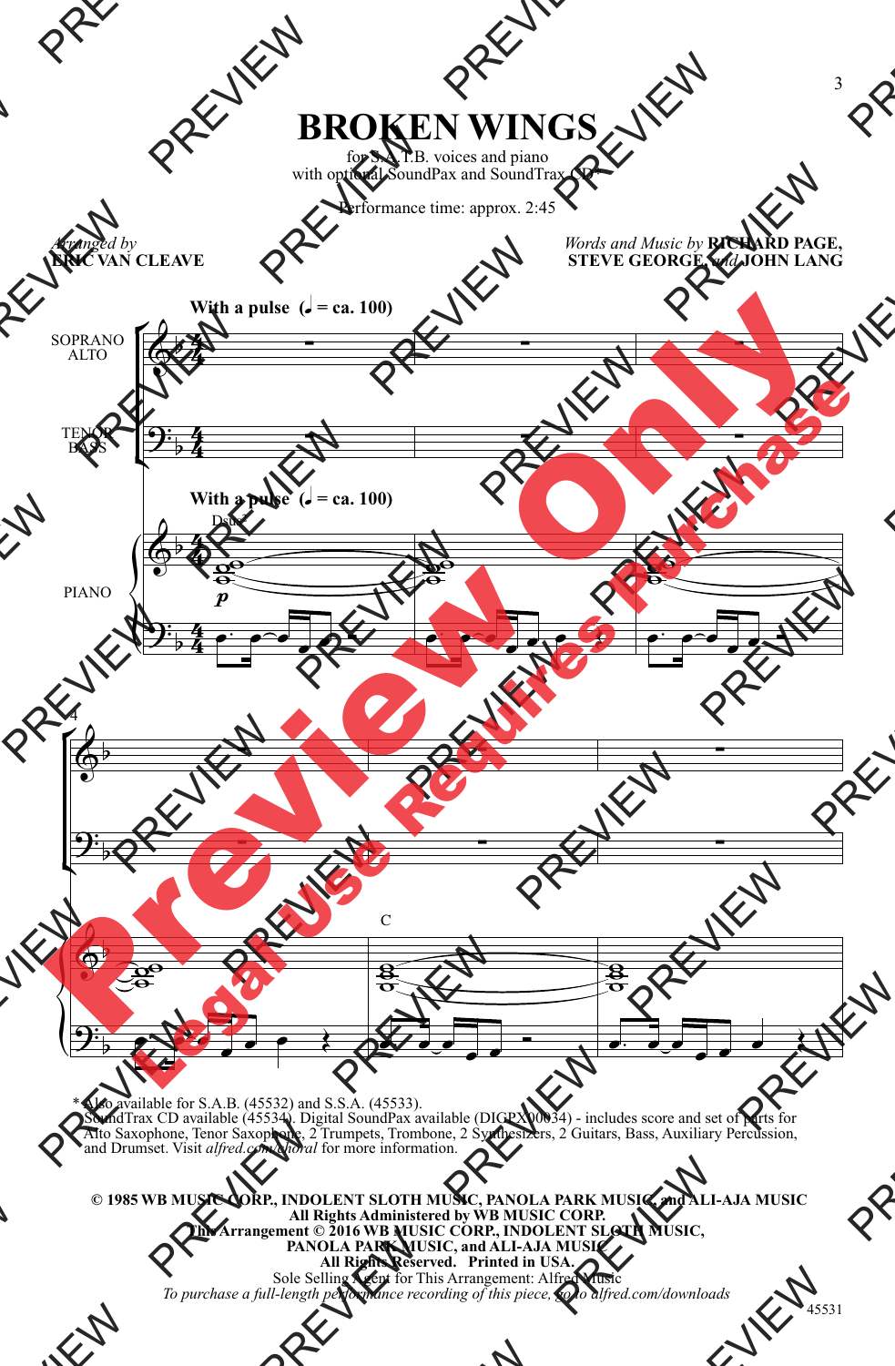# BROKEN WINGS

for S.A.T.B. voices and piano
with optional SoundPax and SoundTrax CD*

Performance time: approx. 2:45

*Arranged by*
**ERIC VAN CLEAVE**

*Words and Music by* **RICHARD PAGE, STEVE GEORGE,** *and* **JOHN LANG**

**With a pulse** (♩ = ca. 100)

SOPRANO ALTO

TENOR BASS

PIANO

Dsus²

*p*

C

\* Also available for S.A.B. (45532) and S.S.A. (45533).
SoundTrax CD available (45534). Digital SoundPax available (DIGPX00034) - includes score and set of parts for Alto Saxophone, Tenor Saxophone, 2 Trumpets, Trombone, 2 Synthesizers, 2 Guitars, Bass, Auxiliary Percussion, and Drumset. Visit *alfred.com/choral* for more information.

**© 1985 WB MUSIC CORP., INDOLENT SLOTH MUSIC, PANOLA PARK MUSIC, and ALI-AJA MUSIC**
**All Rights Administered by WB MUSIC CORP.**
**This Arrangement © 2016 WB MUSIC CORP., INDOLENT SLOTH MUSIC, PANOLA PARK MUSIC, and ALI-AJA MUSIC**
**All Rights Reserved. Printed in USA.**
Sole Selling Agent for This Arrangement: Alfred Music
*To purchase a full-length performance recording of this piece, go to alfred.com/downloads*

45531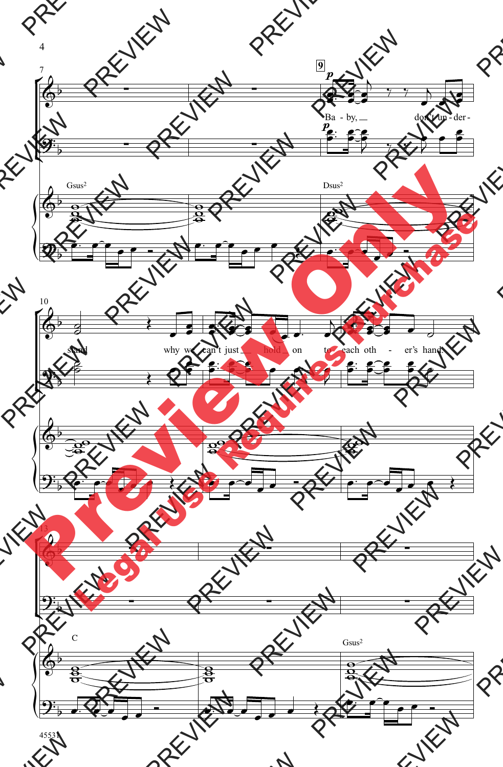Baby, don't understand why we can't just hold on to each other's hand.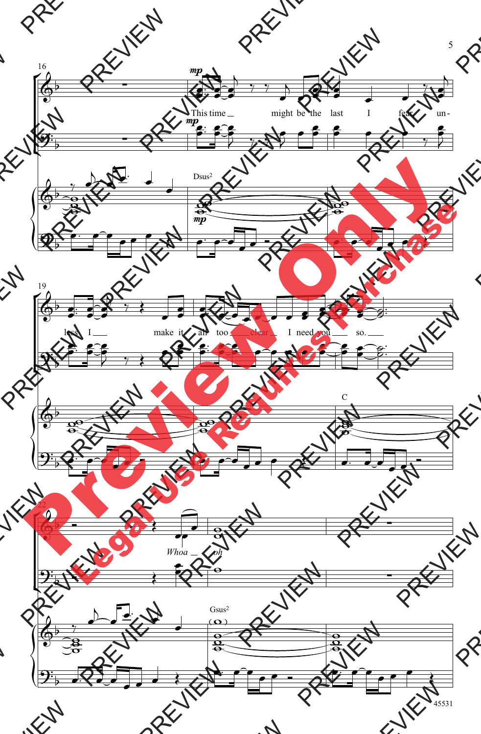16

*mp*

This time might be the last I fear un-

*mp*

Dsus²

*mp*

19

less I make it all too clear I need you so.

C

22

*Whoa oh*

Gsus²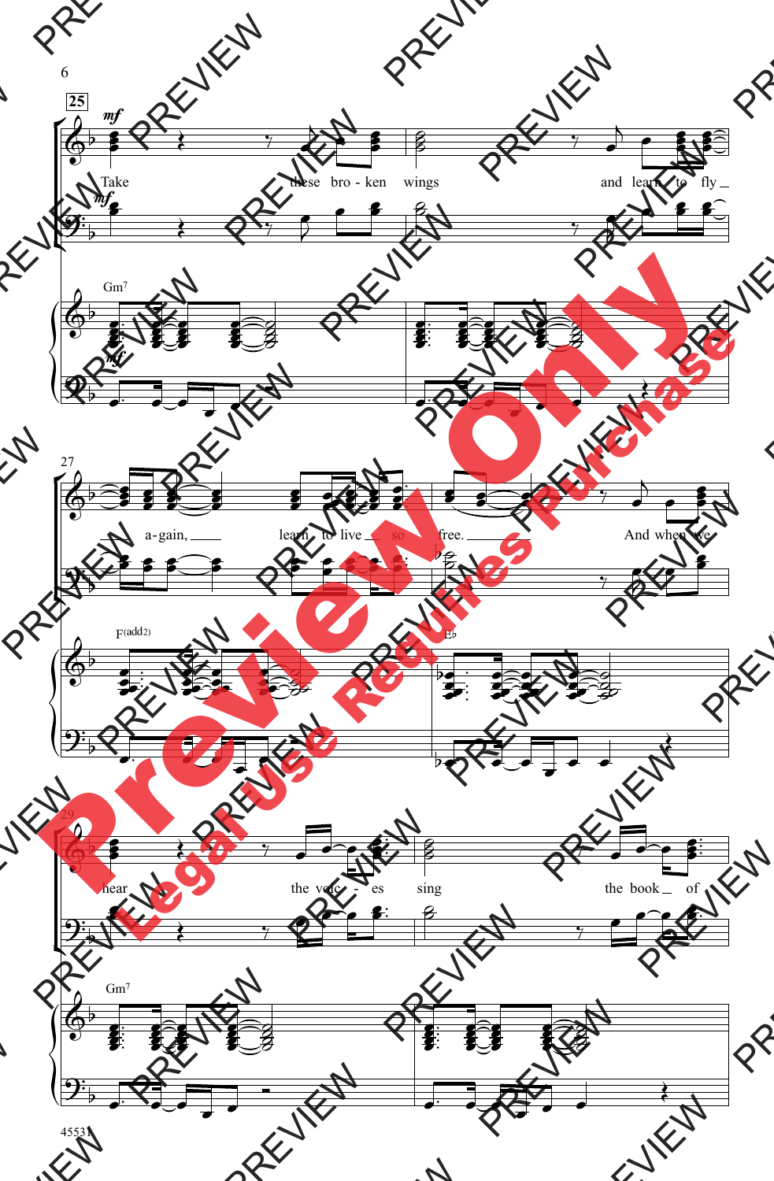Take these bro - ken wings and learn to fly a - gain, learn to live so free. And when we hear the voic - es sing the book of

Gm7 F(add2) E♭ Gm7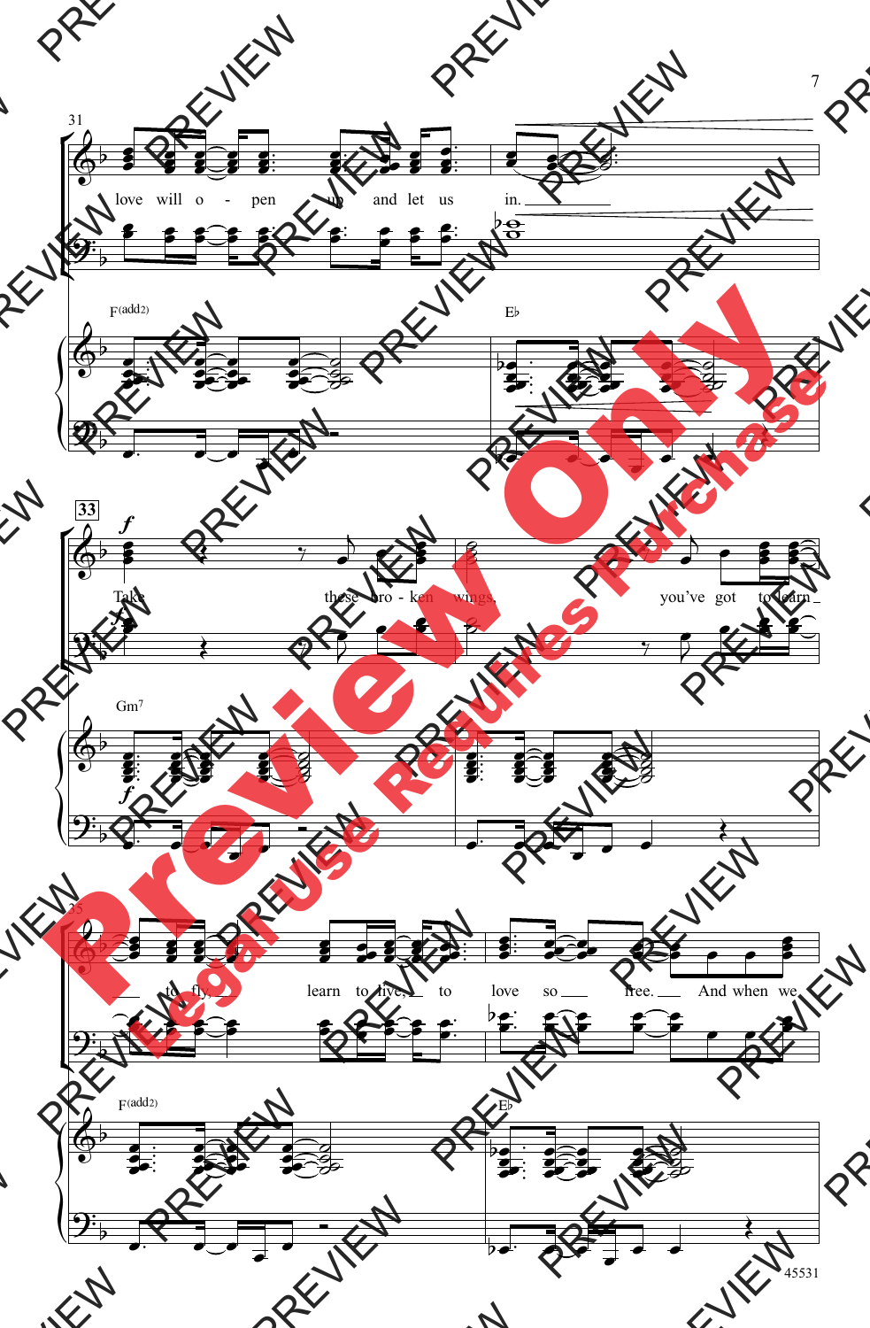31

love will o - pen up and let us in.

F(add2) E♭

33

*f*

Take these bro - ken wings, you've got to learn

Gm7

35

to fly, learn to live, to love so free. And when we

F(add2) E♭

45531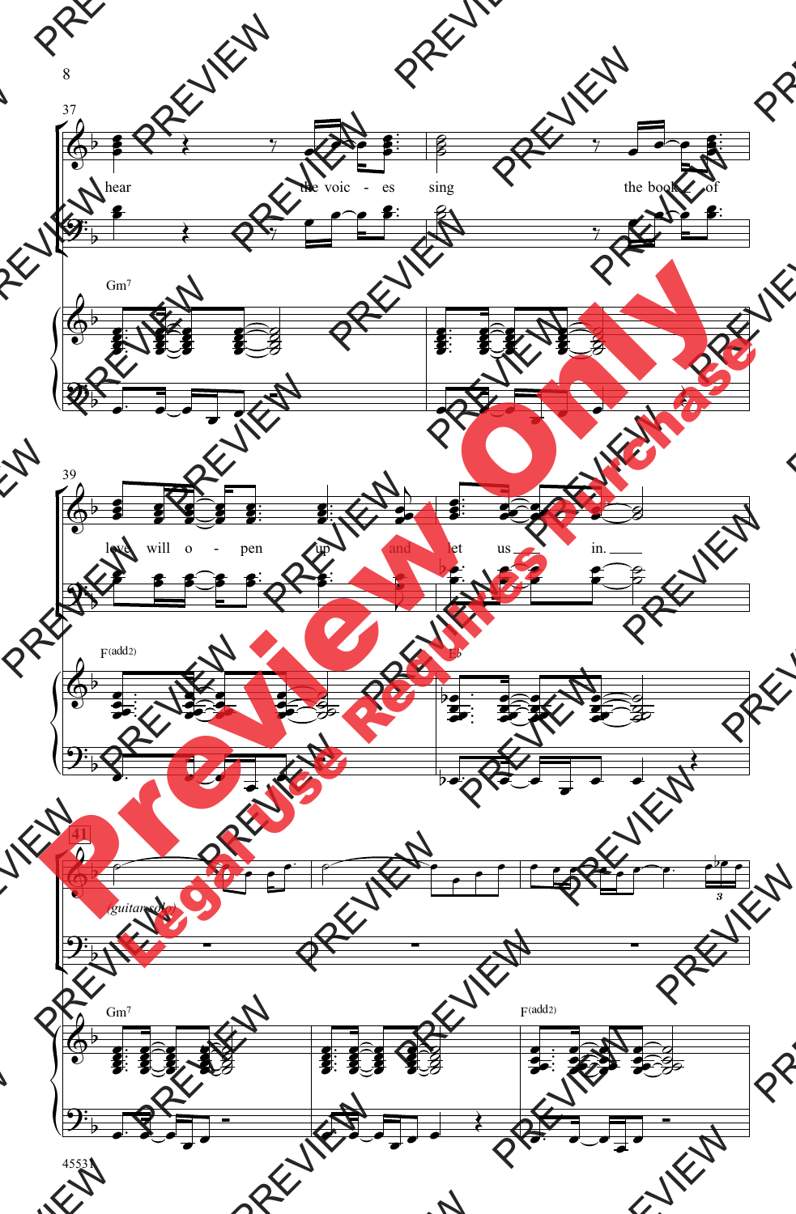hear the voic - es sing the book of

Gm7

love will o - pen up and let us in.

F(add2)

E♭

(guitar solo)

Gm7

F(add2)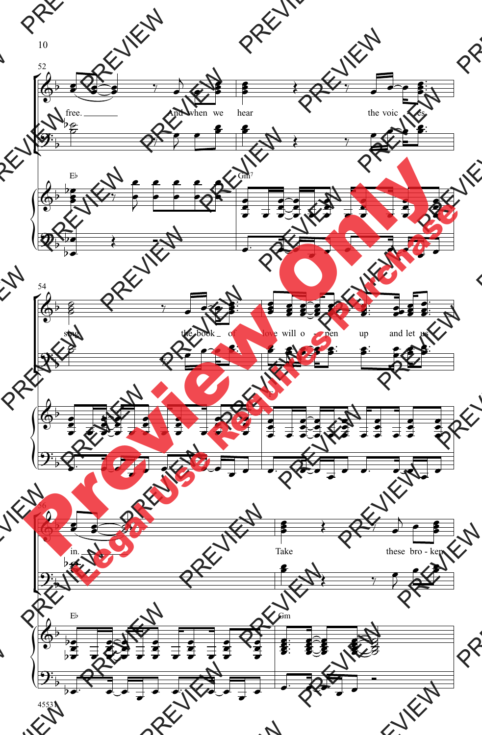52

free. And when we hear the voic - es

E♭ Gm7

54

sing the book of love will o - pen up and let us

F

56

in. Take these bro - ken

E♭ Gm

45531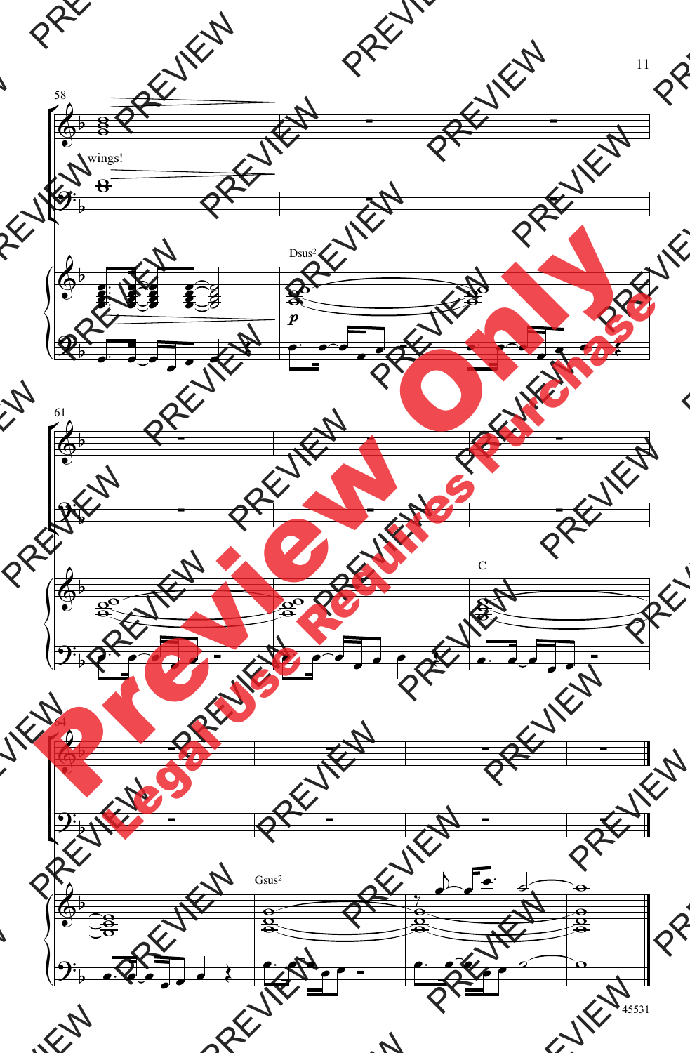wings!

Dsus2

C

Gsus2